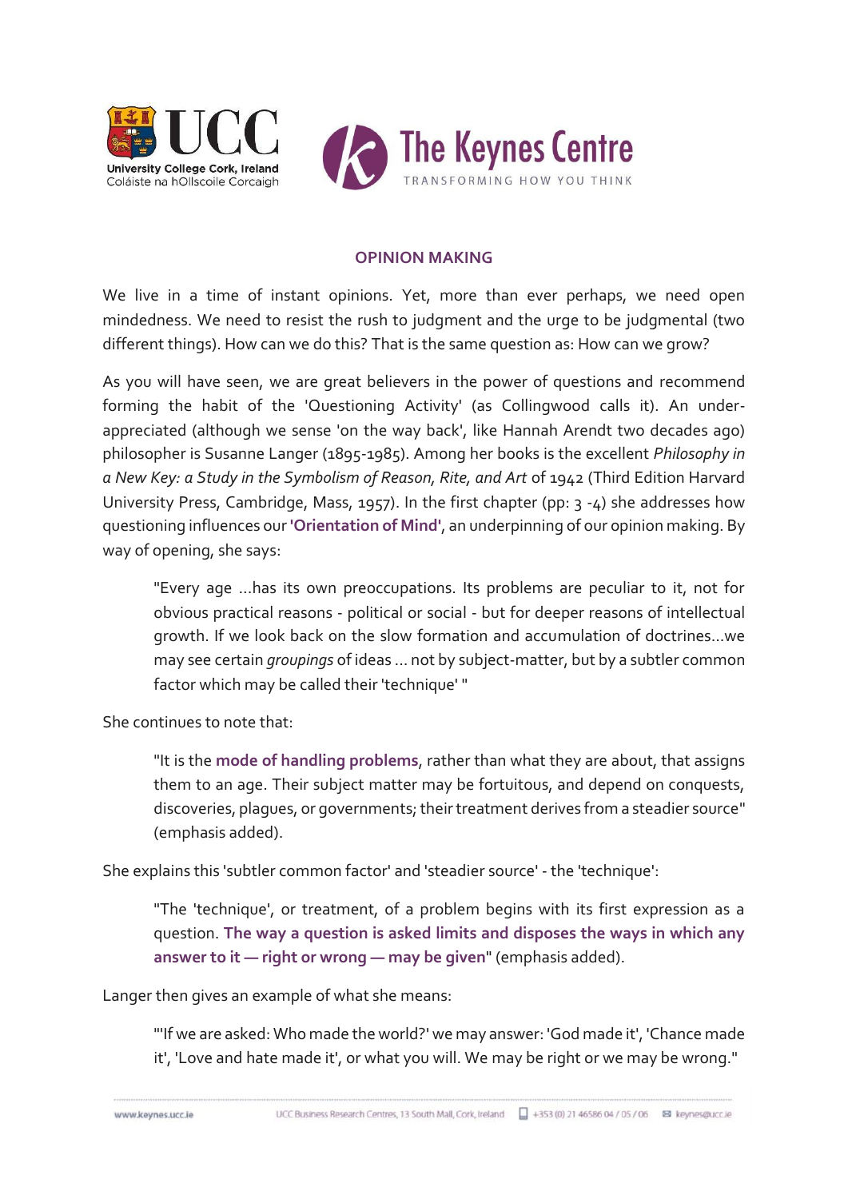## OPINION MAKING

We live in a time of instant opinions. Yet, more than ever perhaps, we need open mindedness. We need to resist the rush to judgment and the urge to be judgmental (two different things). How can we do this? That is the same question as: How can we grow?

As you will have seen, we are great believers in the power of questions and recommend forming the habit of the 'Questioning Activity' (as Collingwood calls it). An under-appreciated (although we sense 'on the way back', like Hannah Arendt two decades ago) philosopher is Susanne Langer (1895-1985). Among her books is the excellent *Philosophy in a New Key: a Study in the Symbolism of Reason, Rite, and Art* of 1942 (Third Edition Harvard University Press, Cambridge, Mass, 1957). In the first chapter (pp: 3 -4) she addresses how questioning influences our **'Orientation of Mind'**, an underpinning of our opinion making. By way of opening, she says:

> "Every age ...has its own preoccupations. Its problems are peculiar to it, not for obvious practical reasons - political or social - but for deeper reasons of intellectual growth. If we look back on the slow formation and accumulation of doctrines...we may see certain *groupings* of ideas ... not by subject-matter, but by a subtler common factor which may be called their 'technique' "

She continues to note that:

> "It is the **mode of handling problems**, rather than what they are about, that assigns them to an age. Their subject matter may be fortuitous, and depend on conquests, discoveries, plagues, or governments; their treatment derives from a steadier source" (emphasis added).

She explains this 'subtler common factor' and 'steadier source' - the 'technique':

> "The 'technique', or treatment, of a problem begins with its first expression as a question. **The way a question is asked limits and disposes the ways in which any answer to it — right or wrong — may be given**" (emphasis added).

Langer then gives an example of what she means:

> "'If we are asked: Who made the world?' we may answer: 'God made it', 'Chance made it', 'Love and hate made it', or what you will. We may be right or we may be wrong."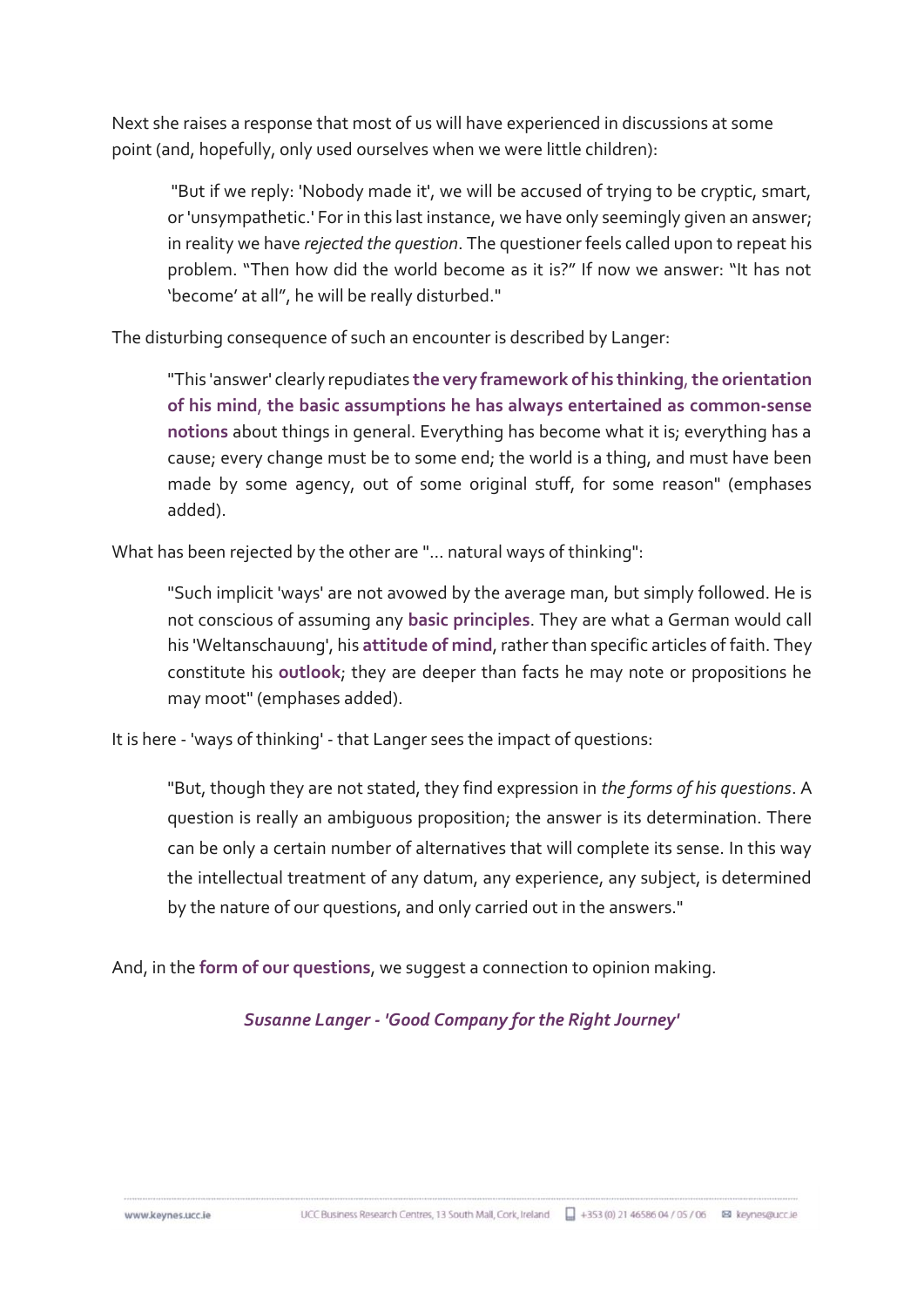Next she raises a response that most of us will have experienced in discussions at some point (and, hopefully, only used ourselves when we were little children):

> "But if we reply: 'Nobody made it', we will be accused of trying to be cryptic, smart, or 'unsympathetic.' For in this last instance, we have only seemingly given an answer; in reality we have *rejected the question*. The questioner feels called upon to repeat his problem. "Then how did the world become as it is?" If now we answer: "It has not 'become' at all", he will be really disturbed."

The disturbing consequence of such an encounter is described by Langer:

> "This 'answer' clearly repudiates **the very framework of his thinking**, **the orientation of his mind**, **the basic assumptions he has always entertained as common-sense notions** about things in general. Everything has become what it is; everything has a cause; every change must be to some end; the world is a thing, and must have been made by some agency, out of some original stuff, for some reason" (emphases added).

What has been rejected by the other are "... natural ways of thinking":

> "Such implicit 'ways' are not avowed by the average man, but simply followed. He is not conscious of assuming any **basic principles**. They are what a German would call his 'Weltanschauung', his **attitude of mind**, rather than specific articles of faith. They constitute his **outlook**; they are deeper than facts he may note or propositions he may moot" (emphases added).

It is here - 'ways of thinking' - that Langer sees the impact of questions:

> "But, though they are not stated, they find expression in *the forms of his questions*. A question is really an ambiguous proposition; the answer is its determination. There can be only a certain number of alternatives that will complete its sense. In this way the intellectual treatment of any datum, any experience, any subject, is determined by the nature of our questions, and only carried out in the answers."

And, in the **form of our questions**, we suggest a connection to opinion making.

***Susanne Langer - 'Good Company for the Right Journey'***